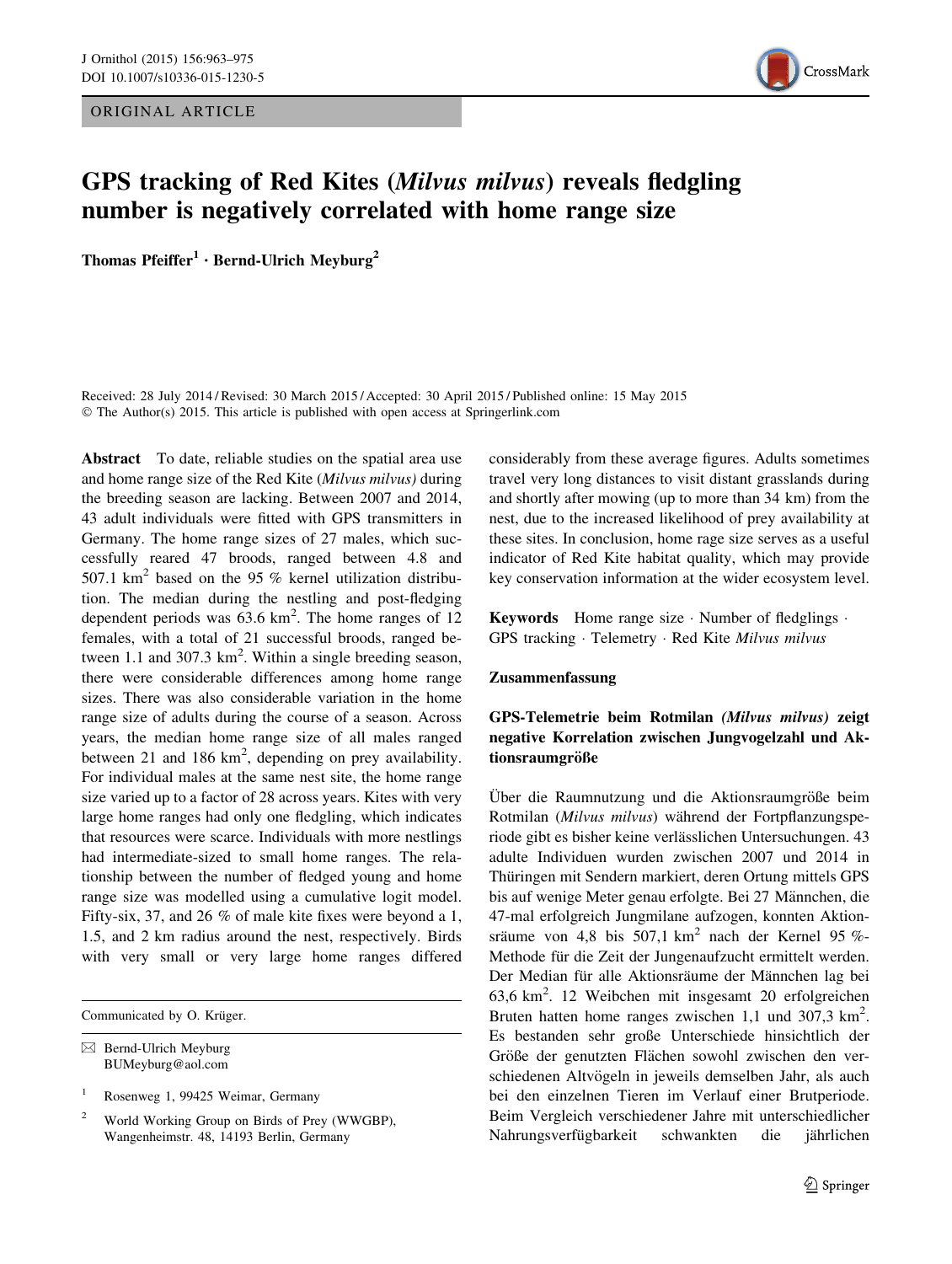ORIGINAL ARTICLE

# GPS tracking of Red Kites (*Milvus milvus*) reveals fledgling number is negatively correlated with home range size

**Thomas Pfeiffer[1] · Bernd-Ulrich Meyburg[2]**

Received: 28 July 2014 / Revised: 30 March 2015 / Accepted: 30 April 2015 / Published online: 15 May 2015
© The Author(s) 2015. This article is published with open access at Springerlink.com

**Abstract** To date, reliable studies on the spatial area use and home range size of the Red Kite (*Milvus milvus*) during the breeding season are lacking. Between 2007 and 2014, 43 adult individuals were fitted with GPS transmitters in Germany. The home range sizes of 27 males, which successfully reared 47 broods, ranged between 4.8 and 507.1 km$^2$ based on the 95 % kernel utilization distribution. The median during the nestling and post-fledging dependent periods was 63.6 km$^2$. The home ranges of 12 females, with a total of 21 successful broods, ranged between 1.1 and 307.3 km$^2$. Within a single breeding season, there were considerable differences among home range sizes. There was also considerable variation in the home range size of adults during the course of a season. Across years, the median home range size of all males ranged between 21 and 186 km$^2$, depending on prey availability. For individual males at the same nest site, the home range size varied up to a factor of 28 across years. Kites with very large home ranges had only one fledgling, which indicates that resources were scarce. Individuals with more nestlings had intermediate-sized to small home ranges. The relationship between the number of fledged young and home range size was modelled using a cumulative logit model. Fifty-six, 37, and 26 % of male kite fixes were beyond a 1, 1.5, and 2 km radius around the nest, respectively. Birds with very small or very large home ranges differed considerably from these average figures. Adults sometimes travel very long distances to visit distant grasslands during and shortly after mowing (up to more than 34 km) from the nest, due to the increased likelihood of prey availability at these sites. In conclusion, home rage size serves as a useful indicator of Red Kite habitat quality, which may provide key conservation information at the wider ecosystem level.

**Keywords** Home range size · Number of fledglings · GPS tracking · Telemetry · Red Kite *Milvus milvus*

## Zusammenfassung

### GPS-Telemetrie beim Rotmilan *(Milvus milvus)* zeigt negative Korrelation zwischen Jungvogelzahl und Aktionsraumgröße

Über die Raumnutzung und die Aktionsraumgröße beim Rotmilan (*Milvus milvus*) während der Fortpflanzungsperiode gibt es bisher keine verlässlichen Untersuchungen. 43 adulte Individuen wurden zwischen 2007 und 2014 in Thüringen mit Sendern markiert, deren Ortung mittels GPS bis auf wenige Meter genau erfolgte. Bei 27 Männchen, die 47-mal erfolgreich Jungmilane aufzogen, konnten Aktionsräume von 4,8 bis 507,1 km$^2$ nach der Kernel 95 %-Methode für die Zeit der Jungenaufzucht ermittelt werden. Der Median für alle Aktionsräume der Männchen lag bei 63,6 km$^2$. 12 Weibchen mit insgesamt 20 erfolgreichen Bruten hatten home ranges zwischen 1,1 und 307,3 km$^2$. Es bestanden sehr große Unterschiede hinsichtlich der Größe der genutzten Flächen sowohl zwischen den verschiedenen Altvögeln in jeweils demselben Jahr, als auch bei den einzelnen Tieren im Verlauf einer Brutperiode. Beim Vergleich verschiedener Jahre mit unterschiedlicher Nahrungsverfügbarkeit schwankten die jährlichen

---

Communicated by O. Krüger.

✉ Bernd-Ulrich Meyburg
BUMeyburg@aol.com

[1] Rosenweg 1, 99425 Weimar, Germany

[2] World Working Group on Birds of Prey (WWGBP), Wangenheimstr. 48, 14193 Berlin, Germany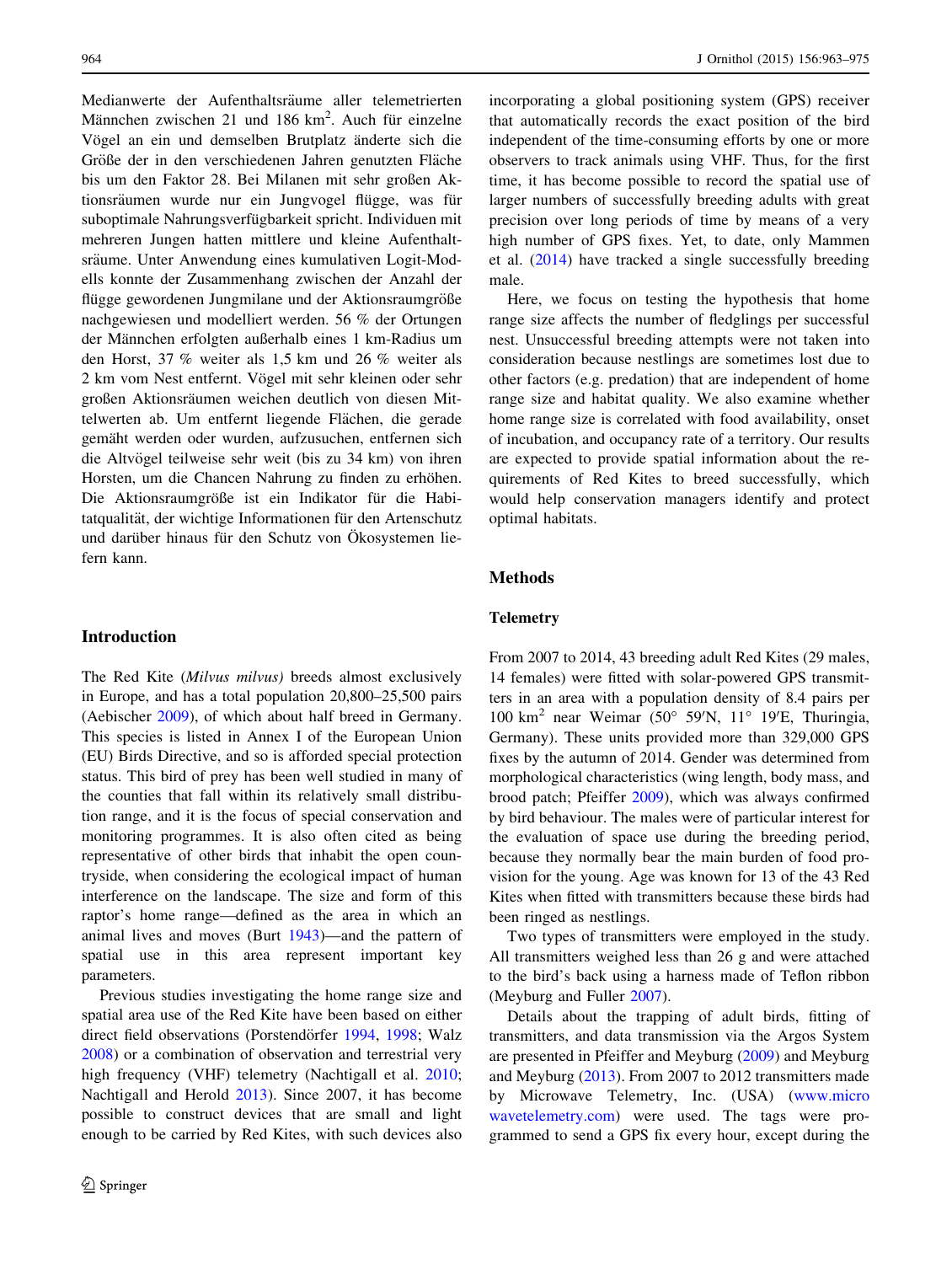Medianwerte der Aufenthaltsräume aller telemetrierten Männchen zwischen 21 und 186 $km^2$. Auch für einzelne Vögel an ein und demselben Brutplatz änderte sich die Größe der in den verschiedenen Jahren genutzten Fläche bis um den Faktor 28. Bei Milanen mit sehr großen Aktionsräumen wurde nur ein Jungvogel flügge, was für suboptimale Nahrungsverfügbarkeit spricht. Individuen mit mehreren Jungen hatten mittlere und kleine Aufenthaltsräume. Unter Anwendung eines kumulativen Logit-Modells konnte der Zusammenhang zwischen der Anzahl der flügge gewordenen Jungmilane und der Aktionsraumgröße nachgewiesen und modelliert werden. 56 % der Ortungen der Männchen erfolgten außerhalb eines 1 km-Radius um den Horst, 37 % weiter als 1,5 km und 26 % weiter als 2 km vom Nest entfernt. Vögel mit sehr kleinen oder sehr großen Aktionsräumen weichen deutlich von diesen Mittelwerten ab. Um entfernt liegende Flächen, die gerade gemäht werden oder wurden, aufzusuchen, entfernen sich die Altvögel teilweise sehr weit (bis zu 34 km) von ihren Horsten, um die Chancen Nahrung zu finden zu erhöhen. Die Aktionsraumgröße ist ein Indikator für die Habitatqualität, der wichtige Informationen für den Artenschutz und darüber hinaus für den Schutz von Ökosystemen liefern kann.

## Introduction

The Red Kite (*Milvus milvus*) breeds almost exclusively in Europe, and has a total population 20,800–25,500 pairs (Aebischer 2009), of which about half breed in Germany. This species is listed in Annex I of the European Union (EU) Birds Directive, and so is afforded special protection status. This bird of prey has been well studied in many of the counties that fall within its relatively small distribution range, and it is the focus of special conservation and monitoring programmes. It is also often cited as being representative of other birds that inhabit the open countryside, when considering the ecological impact of human interference on the landscape. The size and form of this raptor's home range—defined as the area in which an animal lives and moves (Burt 1943)—and the pattern of spatial use in this area represent important key parameters.

Previous studies investigating the home range size and spatial area use of the Red Kite have been based on either direct field observations (Porstendörfer 1994, 1998; Walz 2008) or a combination of observation and terrestrial very high frequency (VHF) telemetry (Nachtigall et al. 2010; Nachtigall and Herold 2013). Since 2007, it has become possible to construct devices that are small and light enough to be carried by Red Kites, with such devices also incorporating a global positioning system (GPS) receiver that automatically records the exact position of the bird independent of the time-consuming efforts by one or more observers to track animals using VHF. Thus, for the first time, it has become possible to record the spatial use of larger numbers of successfully breeding adults with great precision over long periods of time by means of a very high number of GPS fixes. Yet, to date, only Mammen et al. (2014) have tracked a single successfully breeding male.

Here, we focus on testing the hypothesis that home range size affects the number of fledglings per successful nest. Unsuccessful breeding attempts were not taken into consideration because nestlings are sometimes lost due to other factors (e.g. predation) that are independent of home range size and habitat quality. We also examine whether home range size is correlated with food availability, onset of incubation, and occupancy rate of a territory. Our results are expected to provide spatial information about the requirements of Red Kites to breed successfully, which would help conservation managers identify and protect optimal habitats.

## Methods

### Telemetry

From 2007 to 2014, 43 breeding adult Red Kites (29 males, 14 females) were fitted with solar-powered GPS transmitters in an area with a population density of 8.4 pairs per 100 $km^2$ near Weimar (50° 59′N, 11° 19′E, Thuringia, Germany). These units provided more than 329,000 GPS fixes by the autumn of 2014. Gender was determined from morphological characteristics (wing length, body mass, and brood patch; Pfeiffer 2009), which was always confirmed by bird behaviour. The males were of particular interest for the evaluation of space use during the breeding period, because they normally bear the main burden of food provision for the young. Age was known for 13 of the 43 Red Kites when fitted with transmitters because these birds had been ringed as nestlings.

Two types of transmitters were employed in the study. All transmitters weighed less than 26 g and were attached to the bird's back using a harness made of Teflon ribbon (Meyburg and Fuller 2007).

Details about the trapping of adult birds, fitting of transmitters, and data transmission via the Argos System are presented in Pfeiffer and Meyburg (2009) and Meyburg and Meyburg (2013). From 2007 to 2012 transmitters made by Microwave Telemetry, Inc. (USA) (www.microwavetelemetry.com) were used. The tags were programmed to send a GPS fix every hour, except during the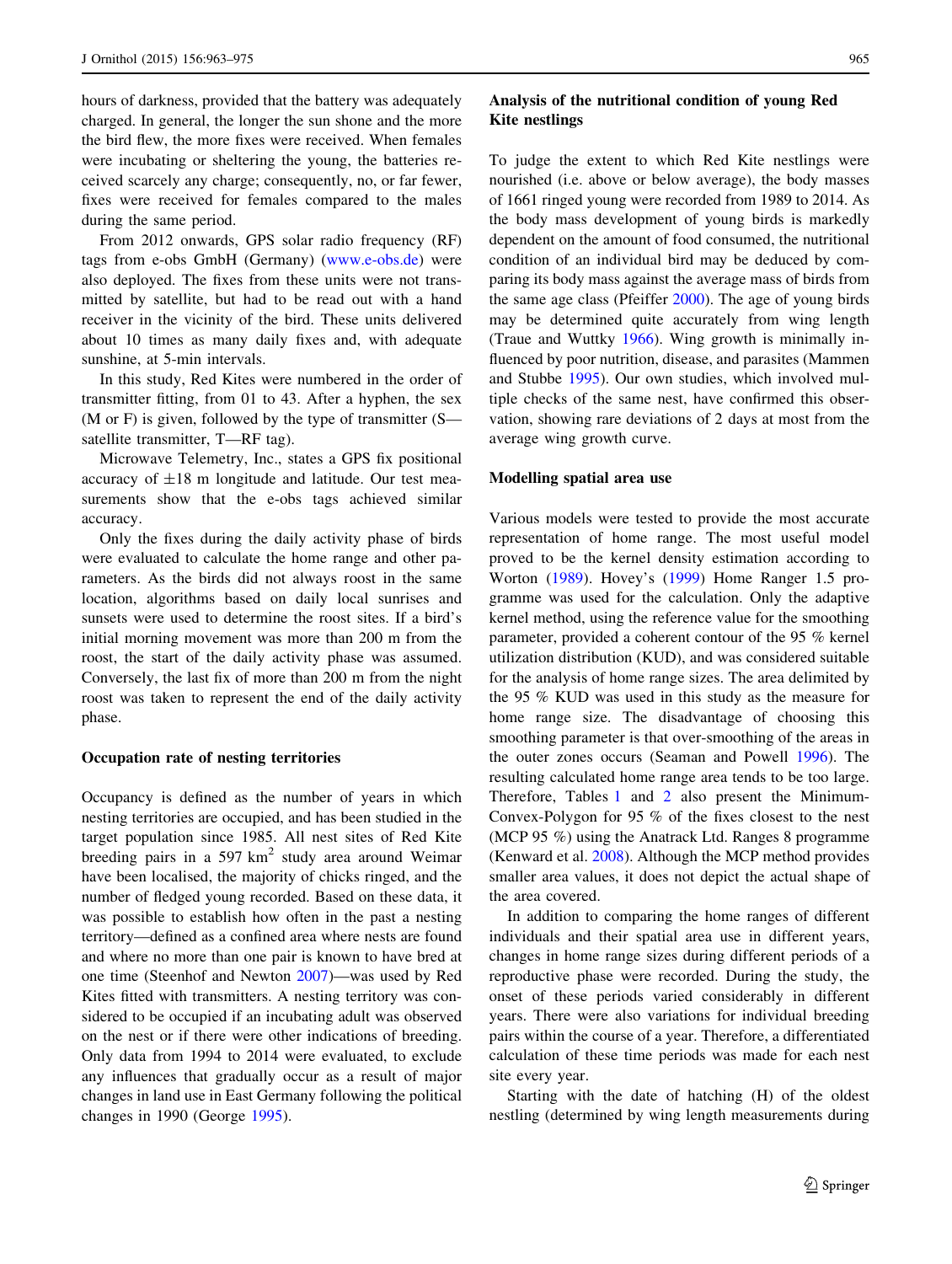hours of darkness, provided that the battery was adequately charged. In general, the longer the sun shone and the more the bird flew, the more fixes were received. When females were incubating or sheltering the young, the batteries received scarcely any charge; consequently, no, or far fewer, fixes were received for females compared to the males during the same period.

From 2012 onwards, GPS solar radio frequency (RF) tags from e-obs GmbH (Germany) (www.e-obs.de) were also deployed. The fixes from these units were not transmitted by satellite, but had to be read out with a hand receiver in the vicinity of the bird. These units delivered about 10 times as many daily fixes and, with adequate sunshine, at 5-min intervals.

In this study, Red Kites were numbered in the order of transmitter fitting, from 01 to 43. After a hyphen, the sex (M or F) is given, followed by the type of transmitter (S—satellite transmitter, T—RF tag).

Microwave Telemetry, Inc., states a GPS fix positional accuracy of ±18 m longitude and latitude. Our test measurements show that the e-obs tags achieved similar accuracy.

Only the fixes during the daily activity phase of birds were evaluated to calculate the home range and other parameters. As the birds did not always roost in the same location, algorithms based on daily local sunrises and sunsets were used to determine the roost sites. If a bird's initial morning movement was more than 200 m from the roost, the start of the daily activity phase was assumed. Conversely, the last fix of more than 200 m from the night roost was taken to represent the end of the daily activity phase.

#### Occupation rate of nesting territories

Occupancy is defined as the number of years in which nesting territories are occupied, and has been studied in the target population since 1985. All nest sites of Red Kite breeding pairs in a 597 km$^2$ study area around Weimar have been localised, the majority of chicks ringed, and the number of fledged young recorded. Based on these data, it was possible to establish how often in the past a nesting territory—defined as a confined area where nests are found and where no more than one pair is known to have bred at one time (Steenhof and Newton 2007)—was used by Red Kites fitted with transmitters. A nesting territory was considered to be occupied if an incubating adult was observed on the nest or if there were other indications of breeding. Only data from 1994 to 2014 were evaluated, to exclude any influences that gradually occur as a result of major changes in land use in East Germany following the political changes in 1990 (George 1995).

#### Analysis of the nutritional condition of young Red Kite nestlings

To judge the extent to which Red Kite nestlings were nourished (i.e. above or below average), the body masses of 1661 ringed young were recorded from 1989 to 2014. As the body mass development of young birds is markedly dependent on the amount of food consumed, the nutritional condition of an individual bird may be deduced by comparing its body mass against the average mass of birds from the same age class (Pfeiffer 2000). The age of young birds may be determined quite accurately from wing length (Traue and Wuttky 1966). Wing growth is minimally influenced by poor nutrition, disease, and parasites (Mammen and Stubbe 1995). Our own studies, which involved multiple checks of the same nest, have confirmed this observation, showing rare deviations of 2 days at most from the average wing growth curve.

#### Modelling spatial area use

Various models were tested to provide the most accurate representation of home range. The most useful model proved to be the kernel density estimation according to Worton (1989). Hovey's (1999) Home Ranger 1.5 programme was used for the calculation. Only the adaptive kernel method, using the reference value for the smoothing parameter, provided a coherent contour of the 95 % kernel utilization distribution (KUD), and was considered suitable for the analysis of home range sizes. The area delimited by the 95 % KUD was used in this study as the measure for home range size. The disadvantage of choosing this smoothing parameter is that over-smoothing of the areas in the outer zones occurs (Seaman and Powell 1996). The resulting calculated home range area tends to be too large. Therefore, Tables 1 and 2 also present the Minimum-Convex-Polygon for 95 % of the fixes closest to the nest (MCP 95 %) using the Anatrack Ltd. Ranges 8 programme (Kenward et al. 2008). Although the MCP method provides smaller area values, it does not depict the actual shape of the area covered.

In addition to comparing the home ranges of different individuals and their spatial area use in different years, changes in home range sizes during different periods of a reproductive phase were recorded. During the study, the onset of these periods varied considerably in different years. There were also variations for individual breeding pairs within the course of a year. Therefore, a differentiated calculation of these time periods was made for each nest site every year.

Starting with the date of hatching (H) of the oldest nestling (determined by wing length measurements during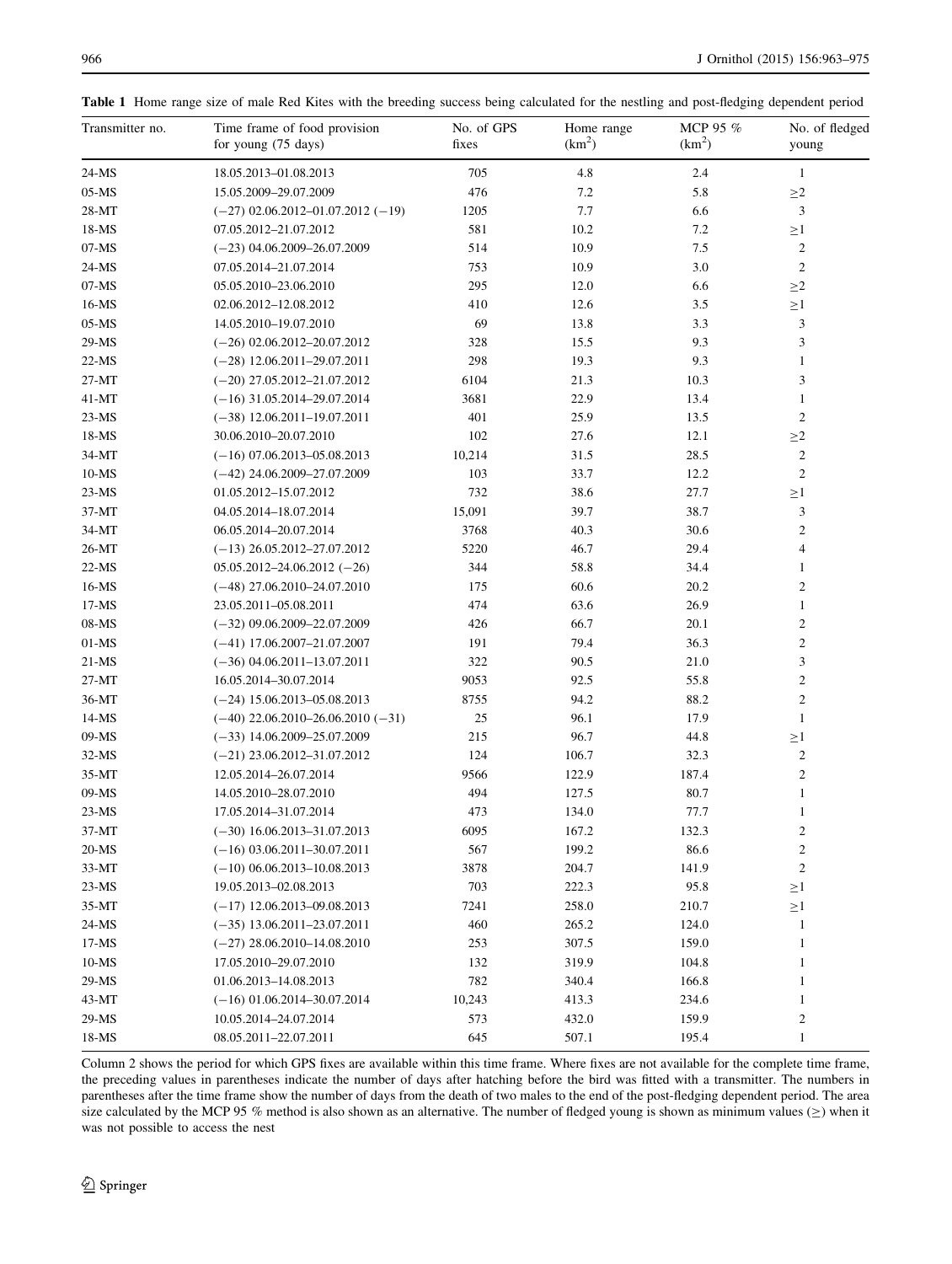**Table 1** Home range size of male Red Kites with the breeding success being calculated for the nestling and post-fledging dependent period

| Transmitter no. | Time frame of food provision for young (75 days) | No. of GPS fixes | Home range ($km^2$) | MCP 95 % ($km^2$) | No. of fledged young |
|---|---|---|---|---|---|
| 24-MS | 18.05.2013–01.08.2013 | 705 | 4.8 | 2.4 | 1 |
| 05-MS | 15.05.2009–29.07.2009 | 476 | 7.2 | 5.8 | ≥2 |
| 28-MT | (−27) 02.06.2012–01.07.2012 (−19) | 1205 | 7.7 | 6.6 | 3 |
| 18-MS | 07.05.2012–21.07.2012 | 581 | 10.2 | 7.2 | ≥1 |
| 07-MS | (−23) 04.06.2009–26.07.2009 | 514 | 10.9 | 7.5 | 2 |
| 24-MS | 07.05.2014–21.07.2014 | 753 | 10.9 | 3.0 | 2 |
| 07-MS | 05.05.2010–23.06.2010 | 295 | 12.0 | 6.6 | ≥2 |
| 16-MS | 02.06.2012–12.08.2012 | 410 | 12.6 | 3.5 | ≥1 |
| 05-MS | 14.05.2010–19.07.2010 | 69 | 13.8 | 3.3 | 3 |
| 29-MS | (−26) 02.06.2012–20.07.2012 | 328 | 15.5 | 9.3 | 3 |
| 22-MS | (−28) 12.06.2011–29.07.2011 | 298 | 19.3 | 9.3 | 1 |
| 27-MT | (−20) 27.05.2012–21.07.2012 | 6104 | 21.3 | 10.3 | 3 |
| 41-MT | (−16) 31.05.2014–29.07.2014 | 3681 | 22.9 | 13.4 | 1 |
| 23-MS | (−38) 12.06.2011–19.07.2011 | 401 | 25.9 | 13.5 | 2 |
| 18-MS | 30.06.2010–20.07.2010 | 102 | 27.6 | 12.1 | ≥2 |
| 34-MT | (−16) 07.06.2013–05.08.2013 | 10,214 | 31.5 | 28.5 | 2 |
| 10-MS | (−42) 24.06.2009–27.07.2009 | 103 | 33.7 | 12.2 | 2 |
| 23-MS | 01.05.2012–15.07.2012 | 732 | 38.6 | 27.7 | ≥1 |
| 37-MT | 04.05.2014–18.07.2014 | 15,091 | 39.7 | 38.7 | 3 |
| 34-MT | 06.05.2014–20.07.2014 | 3768 | 40.3 | 30.6 | 2 |
| 26-MT | (−13) 26.05.2012–27.07.2012 | 5220 | 46.7 | 29.4 | 4 |
| 22-MS | 05.05.2012–24.06.2012 (−26) | 344 | 58.8 | 34.4 | 1 |
| 16-MS | (−48) 27.06.2010–24.07.2010 | 175 | 60.6 | 20.2 | 2 |
| 17-MS | 23.05.2011–05.08.2011 | 474 | 63.6 | 26.9 | 1 |
| 08-MS | (−32) 09.06.2009–22.07.2009 | 426 | 66.7 | 20.1 | 2 |
| 01-MS | (−41) 17.06.2007–21.07.2007 | 191 | 79.4 | 36.3 | 2 |
| 21-MS | (−36) 04.06.2011–13.07.2011 | 322 | 90.5 | 21.0 | 3 |
| 27-MT | 16.05.2014–30.07.2014 | 9053 | 92.5 | 55.8 | 2 |
| 36-MT | (−24) 15.06.2013–05.08.2013 | 8755 | 94.2 | 88.2 | 2 |
| 14-MS | (−40) 22.06.2010–26.06.2010 (−31) | 25 | 96.1 | 17.9 | 1 |
| 09-MS | (−33) 14.06.2009–25.07.2009 | 215 | 96.7 | 44.8 | ≥1 |
| 32-MS | (−21) 23.06.2012–31.07.2012 | 124 | 106.7 | 32.3 | 2 |
| 35-MT | 12.05.2014–26.07.2014 | 9566 | 122.9 | 187.4 | 2 |
| 09-MS | 14.05.2010–28.07.2010 | 494 | 127.5 | 80.7 | 1 |
| 23-MS | 17.05.2014–31.07.2014 | 473 | 134.0 | 77.7 | 1 |
| 37-MT | (−30) 16.06.2013–31.07.2013 | 6095 | 167.2 | 132.3 | 2 |
| 20-MS | (−16) 03.06.2011–30.07.2011 | 567 | 199.2 | 86.6 | 2 |
| 33-MT | (−10) 06.06.2013–10.08.2013 | 3878 | 204.7 | 141.9 | 2 |
| 23-MS | 19.05.2013–02.08.2013 | 703 | 222.3 | 95.8 | ≥1 |
| 35-MT | (−17) 12.06.2013–09.08.2013 | 7241 | 258.0 | 210.7 | ≥1 |
| 24-MS | (−35) 13.06.2011–23.07.2011 | 460 | 265.2 | 124.0 | 1 |
| 17-MS | (−27) 28.06.2010–14.08.2010 | 253 | 307.5 | 159.0 | 1 |
| 10-MS | 17.05.2010–29.07.2010 | 132 | 319.9 | 104.8 | 1 |
| 29-MS | 01.06.2013–14.08.2013 | 782 | 340.4 | 166.8 | 1 |
| 43-MT | (−16) 01.06.2014–30.07.2014 | 10,243 | 413.3 | 234.6 | 1 |
| 29-MS | 10.05.2014–24.07.2014 | 573 | 432.0 | 159.9 | 2 |
| 18-MS | 08.05.2011–22.07.2011 | 645 | 507.1 | 195.4 | 1 |

Column 2 shows the period for which GPS fixes are available within this time frame. Where fixes are not available for the complete time frame, the preceding values in parentheses indicate the number of days after hatching before the bird was fitted with a transmitter. The numbers in parentheses after the time frame show the number of days from the death of two males to the end of the post-fledging dependent period. The area size calculated by the MCP 95 % method is also shown as an alternative. The number of fledged young is shown as minimum values (≥) when it was not possible to access the nest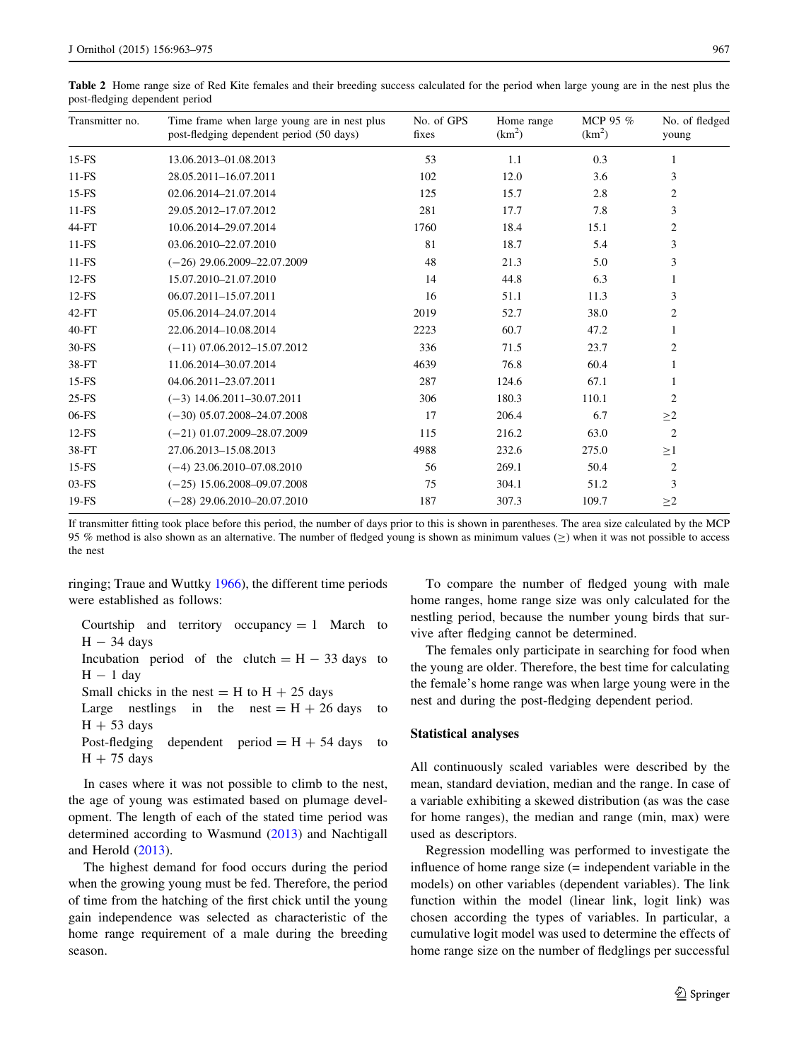**Table 2** Home range size of Red Kite females and their breeding success calculated for the period when large young are in the nest plus the post-fledging dependent period

| Transmitter no. | Time frame when large young are in nest plus post-fledging dependent period (50 days) | No. of GPS fixes | Home range ($km^2$) | MCP 95 % ($km^2$) | No. of fledged young |
|---|---|---|---|---|---|
| 15-FS | 13.06.2013–01.08.2013 | 53 | 1.1 | 0.3 | 1 |
| 11-FS | 28.05.2011–16.07.2011 | 102 | 12.0 | 3.6 | 3 |
| 15-FS | 02.06.2014–21.07.2014 | 125 | 15.7 | 2.8 | 2 |
| 11-FS | 29.05.2012–17.07.2012 | 281 | 17.7 | 7.8 | 3 |
| 44-FT | 10.06.2014–29.07.2014 | 1760 | 18.4 | 15.1 | 2 |
| 11-FS | 03.06.2010–22.07.2010 | 81 | 18.7 | 5.4 | 3 |
| 11-FS | (−26) 29.06.2009–22.07.2009 | 48 | 21.3 | 5.0 | 3 |
| 12-FS | 15.07.2010–21.07.2010 | 14 | 44.8 | 6.3 | 1 |
| 12-FS | 06.07.2011–15.07.2011 | 16 | 51.1 | 11.3 | 3 |
| 42-FT | 05.06.2014–24.07.2014 | 2019 | 52.7 | 38.0 | 2 |
| 40-FT | 22.06.2014–10.08.2014 | 2223 | 60.7 | 47.2 | 1 |
| 30-FS | (−11) 07.06.2012–15.07.2012 | 336 | 71.5 | 23.7 | 2 |
| 38-FT | 11.06.2014–30.07.2014 | 4639 | 76.8 | 60.4 | 1 |
| 15-FS | 04.06.2011–23.07.2011 | 287 | 124.6 | 67.1 | 1 |
| 25-FS | (−3) 14.06.2011–30.07.2011 | 306 | 180.3 | 110.1 | 2 |
| 06-FS | (−30) 05.07.2008–24.07.2008 | 17 | 206.4 | 6.7 | ≥2 |
| 12-FS | (−21) 01.07.2009–28.07.2009 | 115 | 216.2 | 63.0 | 2 |
| 38-FT | 27.06.2013–15.08.2013 | 4988 | 232.6 | 275.0 | ≥1 |
| 15-FS | (−4) 23.06.2010–07.08.2010 | 56 | 269.1 | 50.4 | 2 |
| 03-FS | (−25) 15.06.2008–09.07.2008 | 75 | 304.1 | 51.2 | 3 |
| 19-FS | (−28) 29.06.2010–20.07.2010 | 187 | 307.3 | 109.7 | ≥2 |

If transmitter fitting took place before this period, the number of days prior to this is shown in parentheses. The area size calculated by the MCP 95 % method is also shown as an alternative. The number of fledged young is shown as minimum values (≥) when it was not possible to access the nest

ringing; Traue and Wuttky 1966), the different time periods were established as follows:

- Courtship and territory occupancy = 1 March to H − 34 days
- Incubation period of the clutch = H − 33 days to H − 1 day
- Small chicks in the nest = H to H + 25 days
- Large nestlings in the nest = H + 26 days to H + 53 days
- Post-fledging dependent period = H + 54 days to H + 75 days

In cases where it was not possible to climb to the nest, the age of young was estimated based on plumage development. The length of each of the stated time period was determined according to Wasmund (2013) and Nachtigall and Herold (2013).

The highest demand for food occurs during the period when the growing young must be fed. Therefore, the period of time from the hatching of the first chick until the young gain independence was selected as characteristic of the home range requirement of a male during the breeding season.

To compare the number of fledged young with male home ranges, home range size was only calculated for the nestling period, because the number young birds that survive after fledging cannot be determined.

The females only participate in searching for food when the young are older. Therefore, the best time for calculating the female's home range was when large young were in the nest and during the post-fledging dependent period.

### Statistical analyses

All continuously scaled variables were described by the mean, standard deviation, median and the range. In case of a variable exhibiting a skewed distribution (as was the case for home ranges), the median and range (min, max) were used as descriptors.

Regression modelling was performed to investigate the influence of home range size (= independent variable in the models) on other variables (dependent variables). The link function within the model (linear link, logit link) was chosen according the types of variables. In particular, a cumulative logit model was used to determine the effects of home range size on the number of fledglings per successful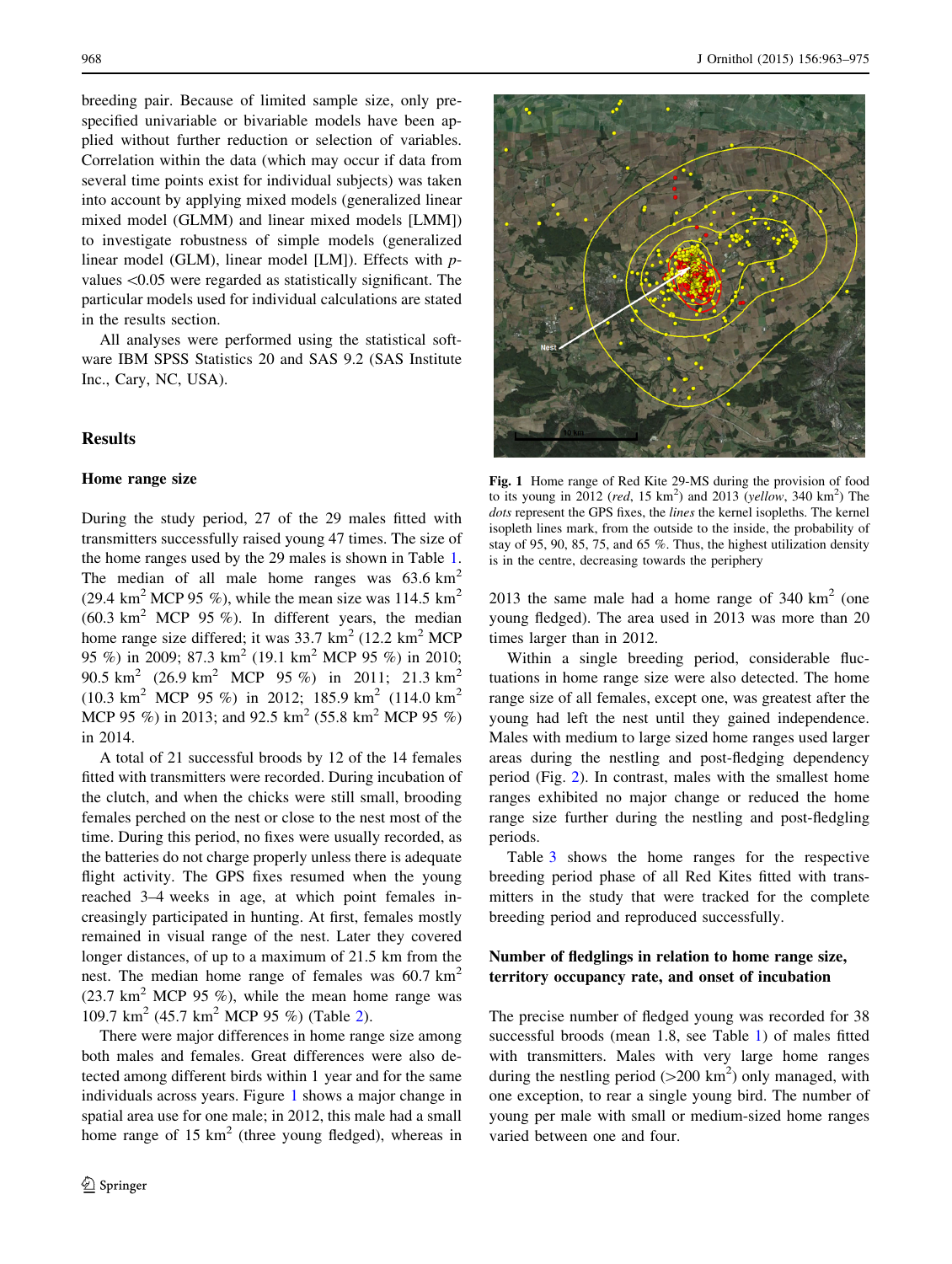breeding pair. Because of limited sample size, only pre-specified univariable or bivariable models have been applied without further reduction or selection of variables. Correlation within the data (which may occur if data from several time points exist for individual subjects) was taken into account by applying mixed models (generalized linear mixed model (GLMM) and linear mixed models [LMM]) to investigate robustness of simple models (generalized linear model (GLM), linear model [LM]). Effects with $p$-values <0.05 were regarded as statistically significant. The particular models used for individual calculations are stated in the results section.

All analyses were performed using the statistical software IBM SPSS Statistics 20 and SAS 9.2 (SAS Institute Inc., Cary, NC, USA).

## Results

### Home range size

During the study period, 27 of the 29 males fitted with transmitters successfully raised young 47 times. The size of the home ranges used by the 29 males is shown in Table 1. The median of all male home ranges was 63.6 $km^2$ (29.4 $km^2$ MCP 95 %), while the mean size was 114.5 $km^2$ (60.3 $km^2$ MCP 95 %). In different years, the median home range size differed; it was 33.7 $km^2$ (12.2 $km^2$ MCP 95 %) in 2009; 87.3 $km^2$ (19.1 $km^2$ MCP 95 %) in 2010; 90.5 $km^2$ (26.9 $km^2$ MCP 95 %) in 2011; 21.3 $km^2$ (10.3 $km^2$ MCP 95 %) in 2012; 185.9 $km^2$ (114.0 $km^2$ MCP 95 %) in 2013; and 92.5 $km^2$ (55.8 $km^2$ MCP 95 %) in 2014.

A total of 21 successful broods by 12 of the 14 females fitted with transmitters were recorded. During incubation of the clutch, and when the chicks were still small, brooding females perched on the nest or close to the nest most of the time. During this period, no fixes were usually recorded, as the batteries do not charge properly unless there is adequate flight activity. The GPS fixes resumed when the young reached 3–4 weeks in age, at which point females increasingly participated in hunting. At first, females mostly remained in visual range of the nest. Later they covered longer distances, of up to a maximum of 21.5 km from the nest. The median home range of females was 60.7 $km^2$ (23.7 $km^2$ MCP 95 %), while the mean home range was 109.7 $km^2$ (45.7 $km^2$ MCP 95 %) (Table 2).

There were major differences in home range size among both males and females. Great differences were also detected among different birds within 1 year and for the same individuals across years. Figure 1 shows a major change in spatial area use for one male; in 2012, this male had a small home range of 15 $km^2$ (three young fledged), whereas in 2013 the same male had a home range of 340 $km^2$ (one young fledged). The area used in 2013 was more than 20 times larger than in 2012.

**Fig. 1** Home range of Red Kite 29-MS during the provision of food to its young in 2012 (*red*, 15 $km^2$) and 2013 (*yellow*, 340 $km^2$) The *dots* represent the GPS fixes, the *lines* the kernel isopleths. The kernel isopleth lines mark, from the outside to the inside, the probability of stay of 95, 90, 85, 75, and 65 %. Thus, the highest utilization density is in the centre, decreasing towards the periphery

Within a single breeding period, considerable fluctuations in home range size were also detected. The home range size of all females, except one, was greatest after the young had left the nest until they gained independence. Males with medium to large sized home ranges used larger areas during the nestling and post-fledging dependency period (Fig. 2). In contrast, males with the smallest home ranges exhibited no major change or reduced the home range size further during the nestling and post-fledging periods.

Table 3 shows the home ranges for the respective breeding period phase of all Red Kites fitted with transmitters in the study that were tracked for the complete breeding period and reproduced successfully.

### Number of fledglings in relation to home range size, territory occupancy rate, and onset of incubation

The precise number of fledged young was recorded for 38 successful broods (mean 1.8, see Table 1) of males fitted with transmitters. Males with very large home ranges during the nestling period (>200 $km^2$) only managed, with one exception, to rear a single young bird. The number of young per male with small or medium-sized home ranges varied between one and four.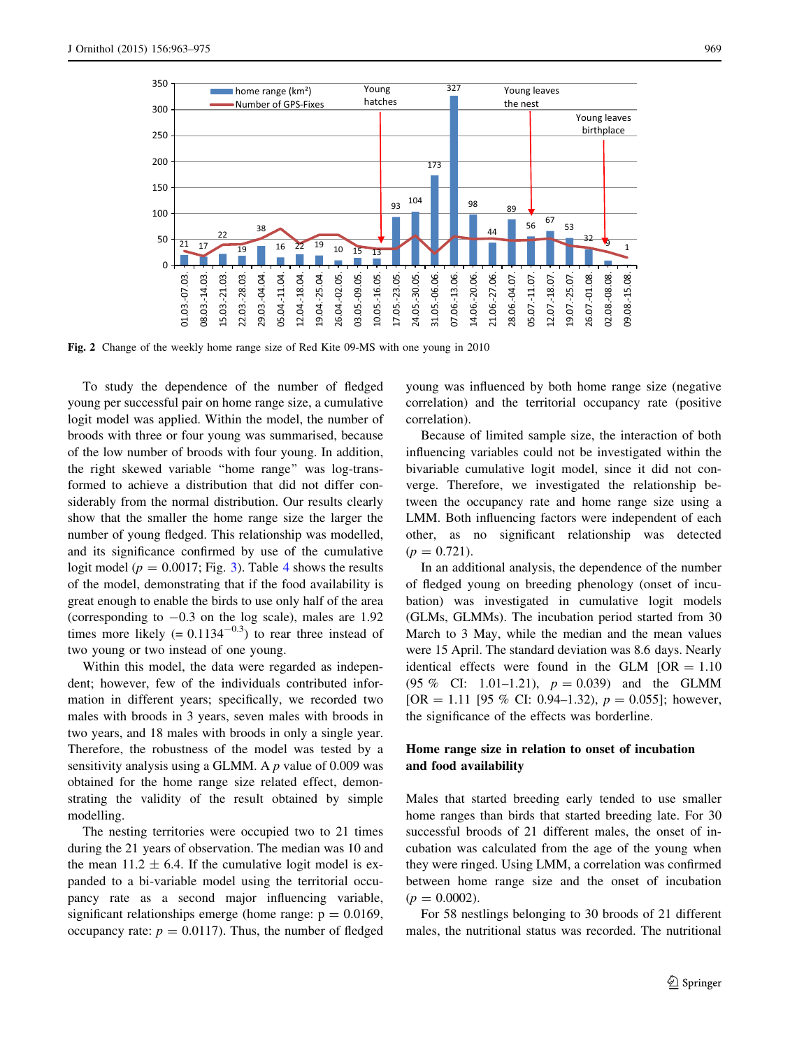**Fig. 2** Change of the weekly home range size of Red Kite 09-MS with one young in 2010

To study the dependence of the number of fledged young per successful pair on home range size, a cumulative logit model was applied. Within the model, the number of broods with three or four young was summarised, because of the low number of broods with four young. In addition, the right skewed variable "home range" was log-transformed to achieve a distribution that did not differ considerably from the normal distribution. Our results clearly show that the smaller the home range size the larger the number of young fledged. This relationship was modelled, and its significance confirmed by use of the cumulative logit model ($p = 0.0017$; Fig. 3). Table 4 shows the results of the model, demonstrating that if the food availability is great enough to enable the birds to use only half of the area (corresponding to −0.3 on the log scale), males are 1.92 times more likely ($= 0.1134^{-0.3}$) to rear three instead of two young or two instead of one young.

Within this model, the data were regarded as independent; however, few of the individuals contributed information in different years; specifically, we recorded two males with broods in 3 years, seven males with broods in two years, and 18 males with broods in only a single year. Therefore, the robustness of the model was tested by a sensitivity analysis using a GLMM. A $p$ value of 0.009 was obtained for the home range size related effect, demonstrating the validity of the result obtained by simple modelling.

The nesting territories were occupied two to 21 times during the 21 years of observation. The median was 10 and the mean 11.2 ± 6.4. If the cumulative logit model is expanded to a bi-variable model using the territorial occupancy rate as a second major influencing variable, significant relationships emerge (home range: $p = 0.0169$, occupancy rate: $p = 0.0117$). Thus, the number of fledged young was influenced by both home range size (negative correlation) and the territorial occupancy rate (positive correlation).

Because of limited sample size, the interaction of both influencing variables could not be investigated within the bivariable cumulative logit model, since it did not converge. Therefore, we investigated the relationship between the occupancy rate and home range size using a LMM. Both influencing factors were independent of each other, as no significant relationship was detected ($p = 0.721$).

In an additional analysis, the dependence of the number of fledged young on breeding phenology (onset of incubation) was investigated in cumulative logit models (GLMs, GLMMs). The incubation period started from 30 March to 3 May, while the median and the mean values were 15 April. The standard deviation was 8.6 days. Nearly identical effects were found in the GLM [OR = 1.10 (95 % CI: 1.01–1.21), $p = 0.039$) and the GLMM [OR = 1.11 [95 % CI: 0.94–1.32), $p = 0.055$]; however, the significance of the effects was borderline.

## Home range size in relation to onset of incubation and food availability

Males that started breeding early tended to use smaller home ranges than birds that started breeding late. For 30 successful broods of 21 different males, the onset of incubation was calculated from the age of the young when they were ringed. Using LMM, a correlation was confirmed between home range size and the onset of incubation ($p = 0.0002$).

For 58 nestlings belonging to 30 broods of 21 different males, the nutritional status was recorded. The nutritional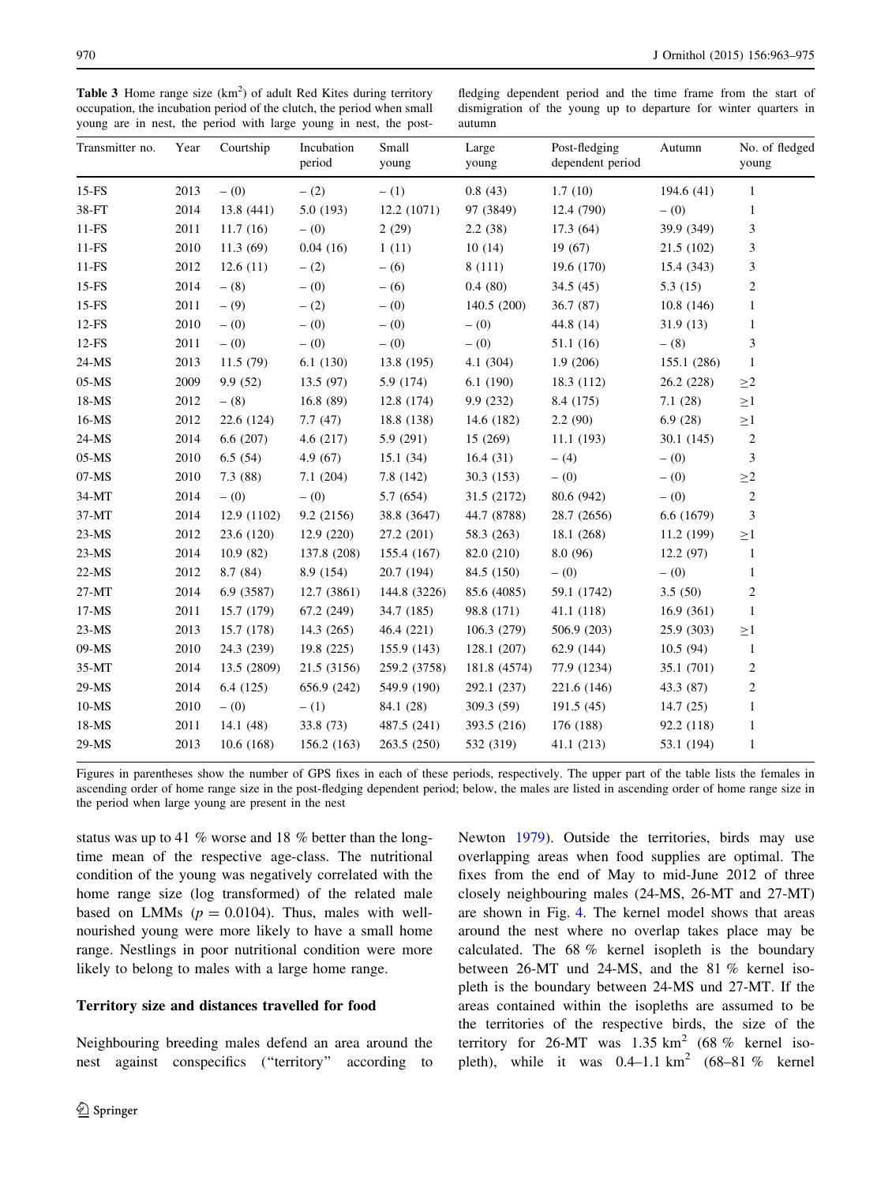**Table 3** Home range size (km$^2$) of adult Red Kites during territory occupation, the incubation period of the clutch, the period when small young are in nest, the period with large young in nest, the post-fledging dependent period and the time frame from the start of dismigration of the young up to departure for winter quarters in autumn

| Transmitter no. | Year | Courtship | Incubation period | Small young | Large young | Post-fledging dependent period | Autumn | No. of fledged young |
|---|---|---|---|---|---|---|---|---|
| 15-FS | 2013 | – (0) | – (2) | – (1) | 0.8 (43) | 1.7 (10) | 194.6 (41) | 1 |
| 38-FT | 2014 | 13.8 (441) | 5.0 (193) | 12.2 (1071) | 97 (3849) | 12.4 (790) | – (0) | 1 |
| 11-FS | 2011 | 11.7 (16) | – (0) | 2 (29) | 2.2 (38) | 17.3 (64) | 39.9 (349) | 3 |
| 11-FS | 2010 | 11.3 (69) | 0.04 (16) | 1 (11) | 10 (14) | 19 (67) | 21.5 (102) | 3 |
| 11-FS | 2012 | 12.6 (11) | – (2) | – (6) | 8 (111) | 19.6 (170) | 15.4 (343) | 3 |
| 15-FS | 2014 | – (8) | – (0) | – (6) | 0.4 (80) | 34.5 (45) | 5.3 (15) | 2 |
| 15-FS | 2011 | – (9) | – (2) | – (0) | 140.5 (200) | 36.7 (87) | 10.8 (146) | 1 |
| 12-FS | 2010 | – (0) | – (0) | – (0) | – (0) | 44.8 (14) | 31.9 (13) | 1 |
| 12-FS | 2011 | – (0) | – (0) | – (0) | – (0) | 51.1 (16) | – (8) | 3 |
| 24-MS | 2013 | 11.5 (79) | 6.1 (130) | 13.8 (195) | 4.1 (304) | 1.9 (206) | 155.1 (286) | 1 |
| 05-MS | 2009 | 9.9 (52) | 13.5 (97) | 5.9 (174) | 6.1 (190) | 18.3 (112) | 26.2 (228) | ≥2 |
| 18-MS | 2012 | – (8) | 16.8 (89) | 12.8 (174) | 9.9 (232) | 8.4 (175) | 7.1 (28) | ≥1 |
| 16-MS | 2012 | 22.6 (124) | 7.7 (47) | 18.8 (138) | 14.6 (182) | 2.2 (90) | 6.9 (28) | ≥1 |
| 24-MS | 2014 | 6.6 (207) | 4.6 (217) | 5.9 (291) | 15 (269) | 11.1 (193) | 30.1 (145) | 2 |
| 05-MS | 2010 | 6.5 (54) | 4.9 (67) | 15.1 (34) | 16.4 (31) | – (4) | – (0) | 3 |
| 07-MS | 2010 | 7.3 (88) | 7.1 (204) | 7.8 (142) | 30.3 (153) | – (0) | – (0) | ≥2 |
| 34-MT | 2014 | – (0) | – (0) | 5.7 (654) | 31.5 (2172) | 80.6 (942) | – (0) | 2 |
| 37-MT | 2014 | 12.9 (1102) | 9.2 (2156) | 38.8 (3647) | 44.7 (8788) | 28.7 (2656) | 6.6 (1679) | 3 |
| 23-MS | 2012 | 23.6 (120) | 12.9 (220) | 27.2 (201) | 58.3 (263) | 18.1 (268) | 11.2 (199) | ≥1 |
| 23-MS | 2014 | 10.9 (82) | 137.8 (208) | 155.4 (167) | 82.0 (210) | 8.0 (96) | 12.2 (97) | 1 |
| 22-MS | 2012 | 8.7 (84) | 8.9 (154) | 20.7 (194) | 84.5 (150) | – (0) | – (0) | 1 |
| 27-MT | 2014 | 6.9 (3587) | 12.7 (3861) | 144.8 (3226) | 85.6 (4085) | 59.1 (1742) | 3.5 (50) | 2 |
| 17-MS | 2011 | 15.7 (179) | 67.2 (249) | 34.7 (185) | 98.8 (171) | 41.1 (118) | 16.9 (361) | 1 |
| 23-MS | 2013 | 15.7 (178) | 14.3 (265) | 46.4 (221) | 106.3 (279) | 506.9 (203) | 25.9 (303) | ≥1 |
| 09-MS | 2010 | 24.3 (239) | 19.8 (225) | 155.9 (143) | 128.1 (207) | 62.9 (144) | 10.5 (94) | 1 |
| 35-MT | 2014 | 13.5 (2809) | 21.5 (3156) | 259.2 (3758) | 181.8 (4574) | 77.9 (1234) | 35.1 (701) | 2 |
| 29-MS | 2014 | 6.4 (125) | 656.9 (242) | 549.9 (190) | 292.1 (237) | 221.6 (146) | 43.3 (87) | 2 |
| 10-MS | 2010 | – (0) | – (1) | 84.1 (28) | 309.3 (59) | 191.5 (45) | 14.7 (25) | 1 |
| 18-MS | 2011 | 14.1 (48) | 33.8 (73) | 487.5 (241) | 393.5 (216) | 176 (188) | 92.2 (118) | 1 |
| 29-MS | 2013 | 10.6 (168) | 156.2 (163) | 263.5 (250) | 532 (319) | 41.1 (213) | 53.1 (194) | 1 |

Figures in parentheses show the number of GPS fixes in each of these periods, respectively. The upper part of the table lists the females in ascending order of home range size in the post-fledging dependent period; below, the males are listed in ascending order of home range size in the period when large young are present in the nest

status was up to 41 % worse and 18 % better than the long-time mean of the respective age-class. The nutritional condition of the young was negatively correlated with the home range size (log transformed) of the related male based on LMMs ($p = 0.0104$). Thus, males with well-nourished young were more likely to have a small home range. Nestlings in poor nutritional condition were more likely to belong to males with a large home range.

### Territory size and distances travelled for food

Neighbouring breeding males defend an area around the nest against conspecifics ("territory" according to Newton 1979). Outside the territories, birds may use overlapping areas when food supplies are optimal. The fixes from the end of May to mid-June 2012 of three closely neighbouring males (24-MS, 26-MT and 27-MT) are shown in Fig. 4. The kernel model shows that areas around the nest where no overlap takes place may be calculated. The 68 % kernel isopleth is the boundary between 26-MT und 24-MS, and the 81 % kernel isopleth is the boundary between 24-MS und 27-MT. If the areas contained within the isopleths are assumed to be the territories of the respective birds, the size of the territory for 26-MT was 1.35 km$^2$ (68 % kernel isopleth), while it was 0.4–1.1 km$^2$ (68–81 % kernel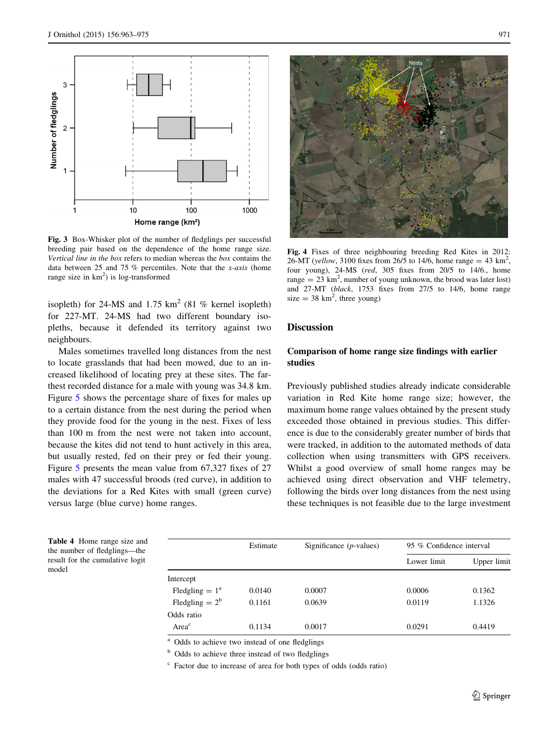Fig. 3 Box-Whisker plot of the number of fledglings per successful breeding pair based on the dependence of the home range size. *Vertical line in the box* refers to median whereas the *box* contains the data between 25 and 75 % percentiles. Note that the *x-axis* (home range size in $km^2$) is log-transformed

isopleth) for 24-MS and 1.75 $km^2$ (81 % kernel isopleth) for 227-MT. 24-MS had two different boundary isopleths, because it defended its territory against two neighbours.

Males sometimes travelled long distances from the nest to locate grasslands that had been mowed, due to an increased likelihood of locating prey at these sites. The farthest recorded distance for a male with young was 34.8 km. Figure 5 shows the percentage share of fixes for males up to a certain distance from the nest during the period when they provide food for the young in the nest. Fixes of less than 100 m from the nest were not taken into account, because the kites did not tend to hunt actively in this area, but usually rested, fed on their prey or fed their young. Figure 5 presents the mean value from 67,327 fixes of 27 males with 47 successful broods (red curve), in addition to the deviations for a Red Kites with small (green curve) versus large (blue curve) home ranges.

Fig. 4 Fixes of three neighbouring breeding Red Kites in 2012: 26-MT (*yellow*, 3100 fixes from 26/5 to 14/6, home range = 43 $km^2$, four young), 24-MS (*red*, 305 fixes from 20/5 to 14/6., home range = 23 $km^2$, number of young unknown, the brood was later lost) and 27-MT (*black*, 1753 fixes from 27/5 to 14/6, home range size = 38 $km^2$, three young)

## Discussion

### Comparison of home range size findings with earlier studies

Previously published studies already indicate considerable variation in Red Kite home range size; however, the maximum home range values obtained by the present study exceeded those obtained in previous studies. This difference is due to the considerably greater number of birds that were tracked, in addition to the automated methods of data collection when using transmitters with GPS receivers. Whilst a good overview of small home ranges may be achieved using direct observation and VHF telemetry, following the birds over long distances from the nest using these techniques is not feasible due to the large investment

Table 4 Home range size and the number of fledglings—the result for the cumulative logit model

| | Estimate | Significance (*p*-values) | 95 % Confidence interval | |
|---|---|---|---|---|
| | | | Lower limit | Upper limit |
| Intercept | | | | |
| Fledgling = 1[a] | 0.0140 | 0.0007 | 0.0006 | 0.1362 |
| Fledgling = 2[b] | 0.1161 | 0.0639 | 0.0119 | 1.1326 |
| Odds ratio | | | | |
| Area[c] | 0.1134 | 0.0017 | 0.0291 | 0.4419 |

[a] Odds to achieve two instead of one fledglings

[b] Odds to achieve three instead of two fledglings

[c] Factor due to increase of area for both types of odds (odds ratio)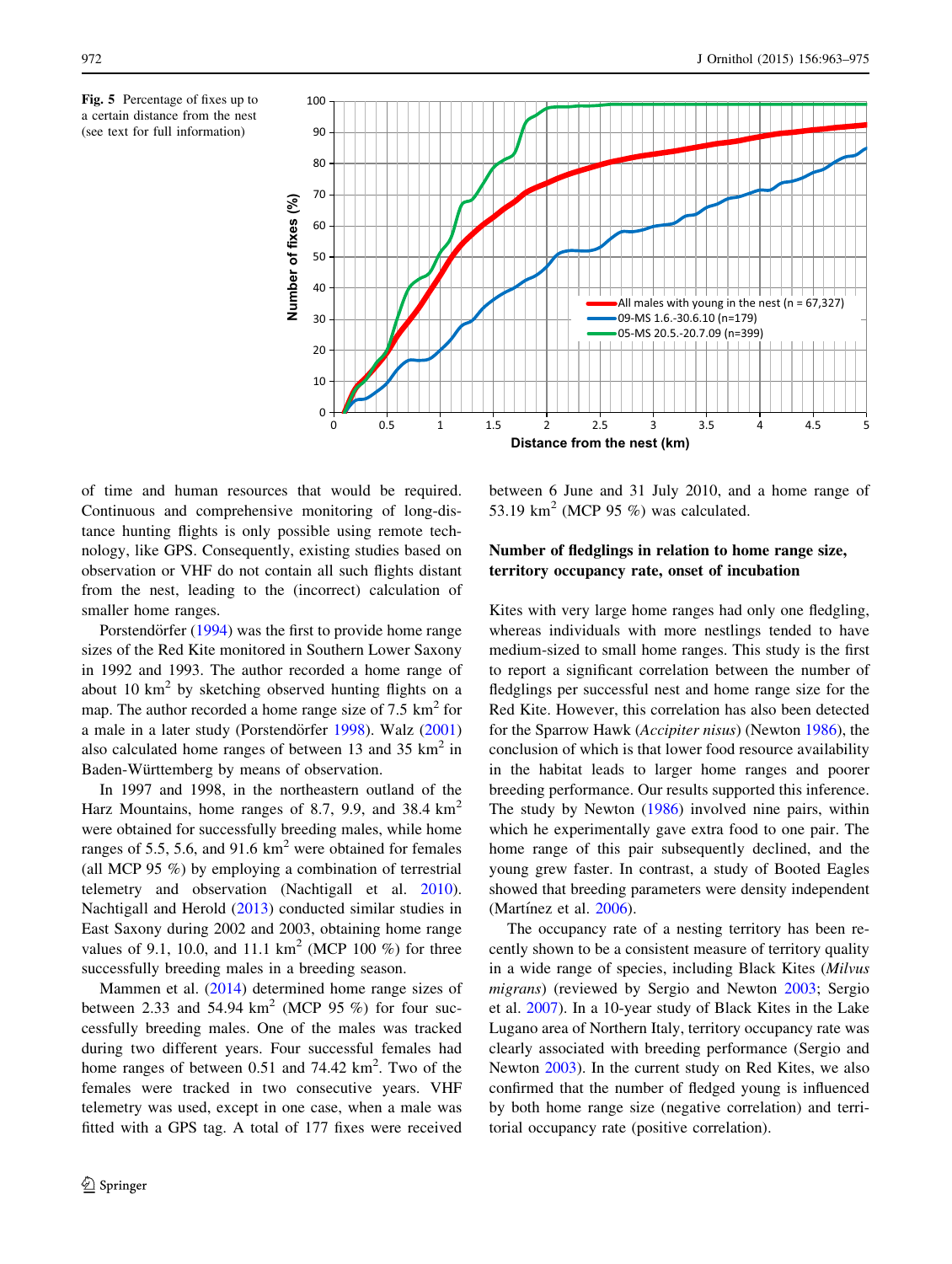**Fig. 5** Percentage of fixes up to a certain distance from the nest (see text for full information)

of time and human resources that would be required. Continuous and comprehensive monitoring of long-distance hunting flights is only possible using remote technology, like GPS. Consequently, existing studies based on observation or VHF do not contain all such flights distant from the nest, leading to the (incorrect) calculation of smaller home ranges.

Porstendörfer (1994) was the first to provide home range sizes of the Red Kite monitored in Southern Lower Saxony in 1992 and 1993. The author recorded a home range of about 10 km$^2$ by sketching observed hunting flights on a map. The author recorded a home range size of 7.5 km$^2$ for a male in a later study (Porstendörfer 1998). Walz (2001) also calculated home ranges of between 13 and 35 km$^2$ in Baden-Württemberg by means of observation.

In 1997 and 1998, in the northeastern outland of the Harz Mountains, home ranges of 8.7, 9.9, and 38.4 km$^2$ were obtained for successfully breeding males, while home ranges of 5.5, 5.6, and 91.6 km$^2$ were obtained for females (all MCP 95 %) by employing a combination of terrestrial telemetry and observation (Nachtigall et al. 2010). Nachtigall and Herold (2013) conducted similar studies in East Saxony during 2002 and 2003, obtaining home range values of 9.1, 10.0, and 11.1 km$^2$ (MCP 100 %) for three successfully breeding males in a breeding season.

Mammen et al. (2014) determined home range sizes of between 2.33 and 54.94 km$^2$ (MCP 95 %) for four successfully breeding males. One of the males was tracked during two different years. Four successful females had home ranges of between 0.51 and 74.42 km$^2$. Two of the females were tracked in two consecutive years. VHF telemetry was used, except in one case, when a male was fitted with a GPS tag. A total of 177 fixes were received between 6 June and 31 July 2010, and a home range of 53.19 km$^2$ (MCP 95 %) was calculated.

## Number of fledglings in relation to home range size, territory occupancy rate, onset of incubation

Kites with very large home ranges had only one fledgling, whereas individuals with more nestlings tended to have medium-sized to small home ranges. This study is the first to report a significant correlation between the number of fledglings per successful nest and home range size for the Red Kite. However, this correlation has also been detected for the Sparrow Hawk (*Accipiter nisus*) (Newton 1986), the conclusion of which is that lower food resource availability in the habitat leads to larger home ranges and poorer breeding performance. Our results supported this inference. The study by Newton (1986) involved nine pairs, within which he experimentally gave extra food to one pair. The home range of this pair subsequently declined, and the young grew faster. In contrast, a study of Booted Eagles showed that breeding parameters were density independent (Martínez et al. 2006).

The occupancy rate of a nesting territory has been recently shown to be a consistent measure of territory quality in a wide range of species, including Black Kites (*Milvus migrans*) (reviewed by Sergio and Newton 2003; Sergio et al. 2007). In a 10-year study of Black Kites in the Lake Lugano area of Northern Italy, territory occupancy rate was clearly associated with breeding performance (Sergio and Newton 2003). In the current study on Red Kites, we also confirmed that the number of fledged young is influenced by both home range size (negative correlation) and territorial occupancy rate (positive correlation).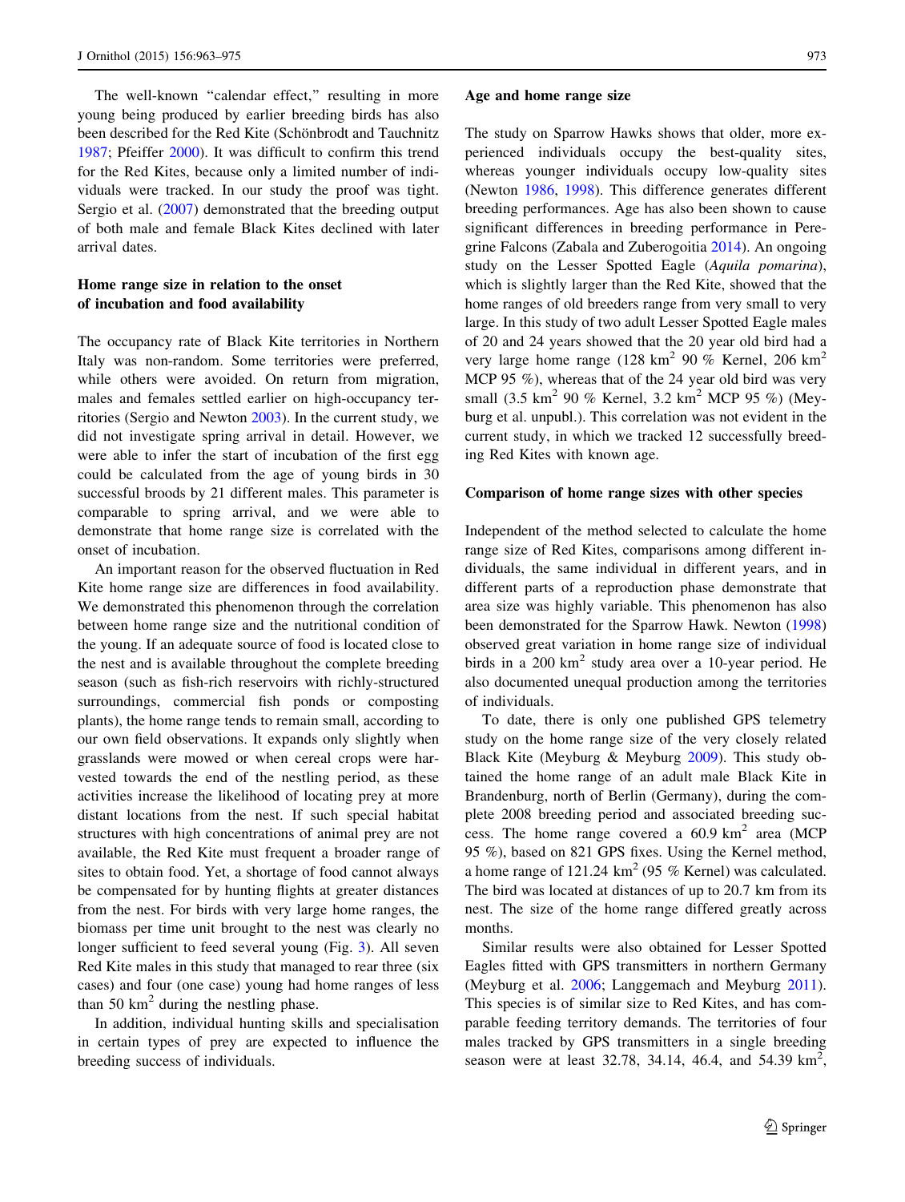The well-known "calendar effect," resulting in more young being produced by earlier breeding birds has also been described for the Red Kite (Schönbrodt and Tauchnitz 1987; Pfeiffer 2000). It was difficult to confirm this trend for the Red Kites, because only a limited number of individuals were tracked. In our study the proof was tight. Sergio et al. (2007) demonstrated that the breeding output of both male and female Black Kites declined with later arrival dates.

### Home range size in relation to the onset of incubation and food availability

The occupancy rate of Black Kite territories in Northern Italy was non-random. Some territories were preferred, while others were avoided. On return from migration, males and females settled earlier on high-occupancy territories (Sergio and Newton 2003). In the current study, we did not investigate spring arrival in detail. However, we were able to infer the start of incubation of the first egg could be calculated from the age of young birds in 30 successful broods by 21 different males. This parameter is comparable to spring arrival, and we were able to demonstrate that home range size is correlated with the onset of incubation.

An important reason for the observed fluctuation in Red Kite home range size are differences in food availability. We demonstrated this phenomenon through the correlation between home range size and the nutritional condition of the young. If an adequate source of food is located close to the nest and is available throughout the complete breeding season (such as fish-rich reservoirs with richly-structured surroundings, commercial fish ponds or composting plants), the home range tends to remain small, according to our own field observations. It expands only slightly when grasslands were mowed or when cereal crops were harvested towards the end of the nestling period, as these activities increase the likelihood of locating prey at more distant locations from the nest. If such special habitat structures with high concentrations of animal prey are not available, the Red Kite must frequent a broader range of sites to obtain food. Yet, a shortage of food cannot always be compensated for by hunting flights at greater distances from the nest. For birds with very large home ranges, the biomass per time unit brought to the nest was clearly no longer sufficient to feed several young (Fig. 3). All seven Red Kite males in this study that managed to rear three (six cases) and four (one case) young had home ranges of less than 50 km$^2$ during the nestling phase.

In addition, individual hunting skills and specialisation in certain types of prey are expected to influence the breeding success of individuals.

### Age and home range size

The study on Sparrow Hawks shows that older, more experienced individuals occupy the best-quality sites, whereas younger individuals occupy low-quality sites (Newton 1986, 1998). This difference generates different breeding performances. Age has also been shown to cause significant differences in breeding performance in Peregrine Falcons (Zabala and Zuberogoitia 2014). An ongoing study on the Lesser Spotted Eagle (*Aquila pomarina*), which is slightly larger than the Red Kite, showed that the home ranges of old breeders range from very small to very large. In this study of two adult Lesser Spotted Eagle males of 20 and 24 years showed that the 20 year old bird had a very large home range (128 km$^2$ 90 % Kernel, 206 km$^2$ MCP 95 %), whereas that of the 24 year old bird was very small (3.5 km$^2$ 90 % Kernel, 3.2 km$^2$ MCP 95 %) (Meyburg et al. unpubl.). This correlation was not evident in the current study, in which we tracked 12 successfully breeding Red Kites with known age.

### Comparison of home range sizes with other species

Independent of the method selected to calculate the home range size of Red Kites, comparisons among different individuals, the same individual in different years, and in different parts of a reproduction phase demonstrate that area size was highly variable. This phenomenon has also been demonstrated for the Sparrow Hawk. Newton (1998) observed great variation in home range size of individual birds in a 200 km$^2$ study area over a 10-year period. He also documented unequal production among the territories of individuals.

To date, there is only one published GPS telemetry study on the home range size of the very closely related Black Kite (Meyburg & Meyburg 2009). This study obtained the home range of an adult male Black Kite in Brandenburg, north of Berlin (Germany), during the complete 2008 breeding period and associated breeding success. The home range covered a 60.9 km$^2$ area (MCP 95 %), based on 821 GPS fixes. Using the Kernel method, a home range of 121.24 km$^2$ (95 % Kernel) was calculated. The bird was located at distances of up to 20.7 km from its nest. The size of the home range differed greatly across months.

Similar results were also obtained for Lesser Spotted Eagles fitted with GPS transmitters in northern Germany (Meyburg et al. 2006; Langgemach and Meyburg 2011). This species is of similar size to Red Kites, and has comparable feeding territory demands. The territories of four males tracked by GPS transmitters in a single breeding season were at least 32.78, 34.14, 46.4, and 54.39 km$^2$,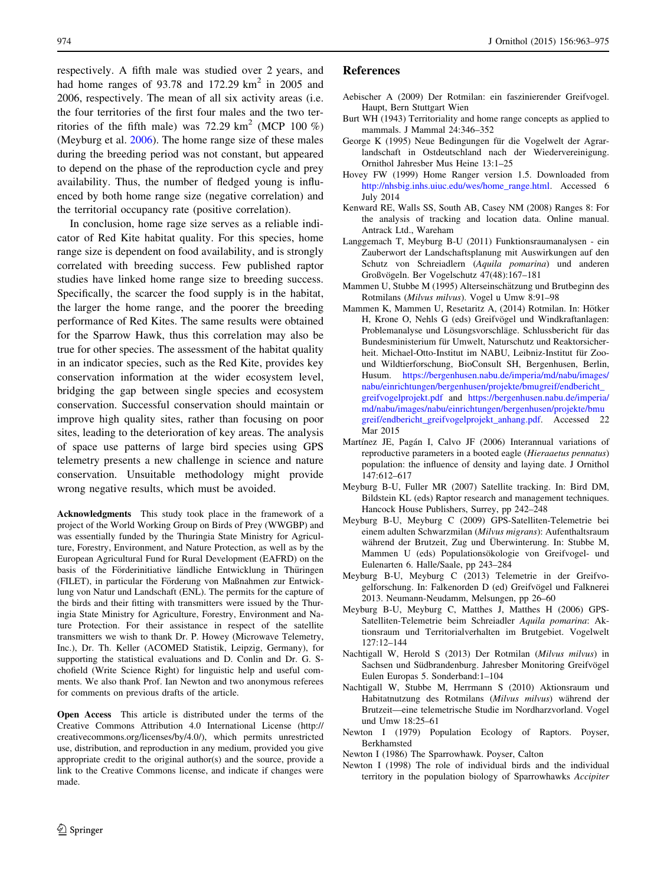respectively. A fifth male was studied over 2 years, and had home ranges of 93.78 and 172.29 km$^2$ in 2005 and 2006, respectively. The mean of all six activity areas (i.e. the four territories of the first four males and the two territories of the fifth male) was 72.29 km$^2$ (MCP 100 %) (Meyburg et al. 2006). The home range size of these males during the breeding period was not constant, but appeared to depend on the phase of the reproduction cycle and prey availability. Thus, the number of fledged young is influenced by both home range size (negative correlation) and the territorial occupancy rate (positive correlation).

In conclusion, home rage size serves as a reliable indicator of Red Kite habitat quality. For this species, home range size is dependent on food availability, and is strongly correlated with breeding success. Few published raptor studies have linked home range size to breeding success. Specifically, the scarcer the food supply is in the habitat, the larger the home range, and the poorer the breeding performance of Red Kites. The same results were obtained for the Sparrow Hawk, thus this correlation may also be true for other species. The assessment of the habitat quality in an indicator species, such as the Red Kite, provides key conservation information at the wider ecosystem level, bridging the gap between single species and ecosystem conservation. Successful conservation should maintain or improve high quality sites, rather than focusing on poor sites, leading to the deterioration of key areas. The analysis of space use patterns of large bird species using GPS telemetry presents a new challenge in science and nature conservation. Unsuitable methodology might provide wrong negative results, which must be avoided.

**Acknowledgments** This study took place in the framework of a project of the World Working Group on Birds of Prey (WWGBP) and was essentially funded by the Thuringia State Ministry for Agriculture, Forestry, Environment, and Nature Protection, as well as by the European Agricultural Fund for Rural Development (EAFRD) on the basis of the Förderinitiative ländliche Entwicklung in Thüringen (FILET), in particular the Förderung von Maßnahmen zur Entwicklung von Natur und Landschaft (ENL). The permits for the capture of the birds and their fitting with transmitters were issued by the Thuringia State Ministry for Agriculture, Forestry, Environment and Nature Protection. For their assistance in respect of the satellite transmitters we wish to thank Dr. P. Howey (Microwave Telemetry, Inc.), Dr. Th. Keller (ACOMED Statistik, Leipzig, Germany), for supporting the statistical evaluations and D. Conlin and Dr. G. Schofield (Write Science Right) for linguistic help and useful comments. We also thank Prof. Ian Newton and two anonymous referees for comments on previous drafts of the article.

**Open Access** This article is distributed under the terms of the Creative Commons Attribution 4.0 International License (http://creativecommons.org/licenses/by/4.0/), which permits unrestricted use, distribution, and reproduction in any medium, provided you give appropriate credit to the original author(s) and the source, provide a link to the Creative Commons license, and indicate if changes were made.

## References

Aebischer A (2009) Der Rotmilan: ein faszinierender Greifvogel. Haupt, Bern Stuttgart Wien

Burt WH (1943) Territoriality and home range concepts as applied to mammals. J Mammal 24:346–352

George K (1995) Neue Bedingungen für die Vogelwelt der Agrarlandschaft in Ostdeutschland nach der Wiedervereinigung. Ornithol Jahresber Mus Heine 13:1–25

Hovey FW (1999) Home Ranger version 1.5. Downloaded from http://nhsbig.inhs.uiuc.edu/wes/home_range.html. Accessed 6 July 2014

Kenward RE, Walls SS, South AB, Casey NM (2008) Ranges 8: For the analysis of tracking and location data. Online manual. Antrack Ltd., Wareham

Langgemach T, Meyburg B-U (2011) Funktionsraumanalysen - ein Zauberwort der Landschaftsplanung mit Auswirkungen auf den Schutz von Schreiadlern (*Aquila pomarina*) und anderen Großvögeln. Ber Vogelschutz 47(48):167–181

Mammen U, Stubbe M (1995) Alterseinschätzung und Brutbeginn des Rotmilans (*Milvus milvus*). Vogel u Umw 8:91–98

Mammen K, Mammen U, Resetaritz A, (2014) Rotmilan. In: Hötker H, Krone O, Nehls G (eds) Greifvögel und Windkraftanlagen: Problemanalyse und Lösungsvorschläge. Schlussbericht für das Bundesministerium für Umwelt, Naturschutz und Reaktorsicherheit. Michael-Otto-Institut im NABU, Leibniz-Institut für Zoo- und Wildtierforschung, BioConsult SH, Bergenhusen, Berlin, Husum. https://bergenhusen.nabu.de/imperia/md/nabu/images/nabu/einrichtungen/bergenhusen/projekte/bmugreif/endbericht_greifvogelprojekt.pdf and https://bergenhusen.nabu.de/imperia/md/nabu/images/nabu/einrichtungen/bergenhusen/projekte/bmugreif/endbericht_greifvogelprojekt_anhang.pdf. Accessed 22 Mar 2015

Martínez JE, Pagán I, Calvo JF (2006) Interannual variations of reproductive parameters in a booted eagle (*Hieraaetus pennatus*) population: the influence of density and laying date. J Ornithol 147:612–617

Meyburg B-U, Fuller MR (2007) Satellite tracking. In: Bird DM, Bildstein KL (eds) Raptor research and management techniques. Hancock House Publishers, Surrey, pp 242–248

Meyburg B-U, Meyburg C (2009) GPS-Satelliten-Telemetrie bei einem adulten Schwarzmilan (*Milvus migrans*): Aufenthaltsraum während der Brutzeit, Zug und Überwinterung. In: Stubbe M, Mammen U (eds) Populationsökologie von Greifvogel- und Eulenarten 6. Halle/Saale, pp 243–284

Meyburg B-U, Meyburg C (2013) Telemetrie in der Greifvogelforschung. In: Falkenorden D (ed) Greifvögel und Falknerei 2013. Neumann-Neudamm, Melsungen, pp 26–60

Meyburg B-U, Meyburg C, Matthes J, Matthes H (2006) GPS-Satelliten-Telemetrie beim Schreiadler *Aquila pomarina*: Aktionsraum und Territorialverhalten im Brutgebiet. Vogelwelt 127:12–144

Nachtigall W, Herold S (2013) Der Rotmilan (*Milvus milvus*) in Sachsen und Südbrandenburg. Jahresber Monitoring Greifvögel Eulen Europas 5. Sonderband:1–104

Nachtigall W, Stubbe M, Herrmann S (2010) Aktionsraum und Habitatnutzung des Rotmilans (*Milvus milvus*) während der Brutzeit—eine telemetrische Studie im Nordharzvorland. Vogel und Umw 18:25–61

Newton I (1979) Population Ecology of Raptors. Poyser, Berkhamsted

Newton I (1986) The Sparrowhawk. Poyser, Calton

Newton I (1998) The role of individual birds and the individual territory in the population biology of Sparrowhawks *Accipiter*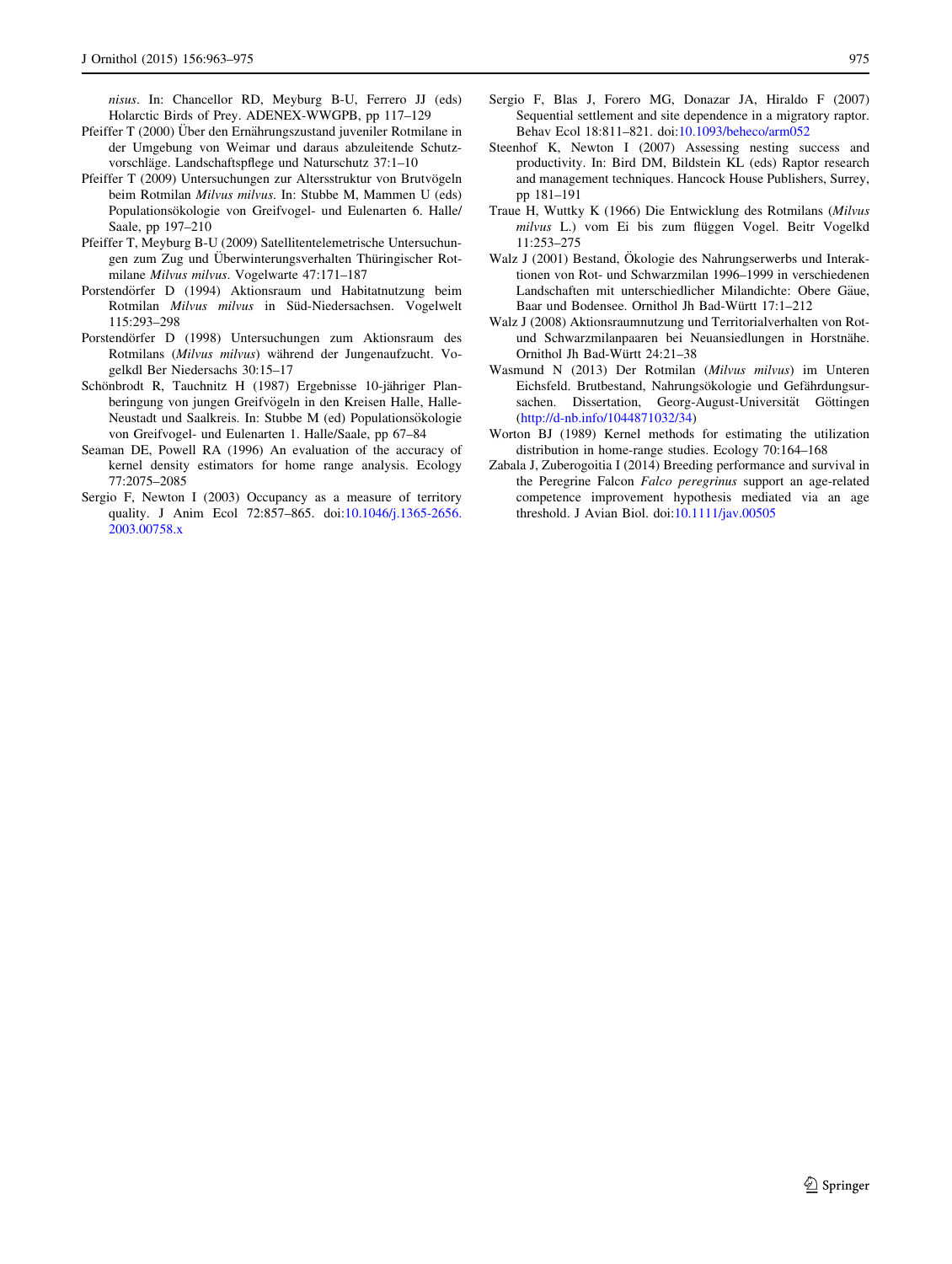*nisus*. In: Chancellor RD, Meyburg B-U, Ferrero JJ (eds) Holarctic Birds of Prey. ADENEX-WWGPB, pp 117–129

Pfeiffer T (2000) Über den Ernährungszustand juveniler Rotmilane in der Umgebung von Weimar und daraus abzuleitende Schutzvorschläge. Landschaftspflege und Naturschutz 37:1–10

Pfeiffer T (2009) Untersuchungen zur Altersstruktur von Brutvögeln beim Rotmilan *Milvus milvus*. In: Stubbe M, Mammen U (eds) Populationsökologie von Greifvogel- und Eulenarten 6. Halle/Saale, pp 197–210

Pfeiffer T, Meyburg B-U (2009) Satellitentelemetrische Untersuchungen zum Zug und Überwinterungsverhalten Thüringischer Rotmilane *Milvus milvus*. Vogelwarte 47:171–187

Porstendörfer D (1994) Aktionsraum und Habitatnutzung beim Rotmilan *Milvus milvus* in Süd-Niedersachsen. Vogelwelt 115:293–298

Porstendörfer D (1998) Untersuchungen zum Aktionsraum des Rotmilans (*Milvus milvus*) während der Jungenaufzucht. Vogelkdl Ber Niedersachs 30:15–17

Schönbrodt R, Tauchnitz H (1987) Ergebnisse 10-jähriger Planberingung von jungen Greifvögeln in den Kreisen Halle, Halle-Neustadt und Saalkreis. In: Stubbe M (ed) Populationsökologie von Greifvogel- und Eulenarten 1. Halle/Saale, pp 67–84

Seaman DE, Powell RA (1996) An evaluation of the accuracy of kernel density estimators for home range analysis. Ecology 77:2075–2085

Sergio F, Newton I (2003) Occupancy as a measure of territory quality. J Anim Ecol 72:857–865. doi:10.1046/j.1365-2656.2003.00758.x

Sergio F, Blas J, Forero MG, Donazar JA, Hiraldo F (2007) Sequential settlement and site dependence in a migratory raptor. Behav Ecol 18:811–821. doi:10.1093/beheco/arm052

Steenhof K, Newton I (2007) Assessing nesting success and productivity. In: Bird DM, Bildstein KL (eds) Raptor research and management techniques. Hancock House Publishers, Surrey, pp 181–191

Traue H, Wuttky K (1966) Die Entwicklung des Rotmilans (*Milvus milvus* L.) vom Ei bis zum flüggen Vogel. Beitr Vogelkd 11:253–275

Walz J (2001) Bestand, Ökologie des Nahrungserwerbs und Interaktionen von Rot- und Schwarzmilan 1996–1999 in verschiedenen Landschaften mit unterschiedlicher Milandichte: Obere Gäue, Baar und Bodensee. Ornithol Jh Bad-Württ 17:1–212

Walz J (2008) Aktionsraumnutzung und Territorialverhalten von Rot- und Schwarzmilanpaaren bei Neuansiedlungen in Horstnähe. Ornithol Jh Bad-Württ 24:21–38

Wasmund N (2013) Der Rotmilan (*Milvus milvus*) im Unteren Eichsfeld. Brutbestand, Nahrungsökologie und Gefährdungsursachen. Dissertation, Georg-August-Universität Göttingen (http://d-nb.info/1044871032/34)

Worton BJ (1989) Kernel methods for estimating the utilization distribution in home-range studies. Ecology 70:164–168

Zabala J, Zuberogoitia I (2014) Breeding performance and survival in the Peregrine Falcon *Falco peregrinus* support an age-related competence improvement hypothesis mediated via an age threshold. J Avian Biol. doi:10.1111/jav.00505